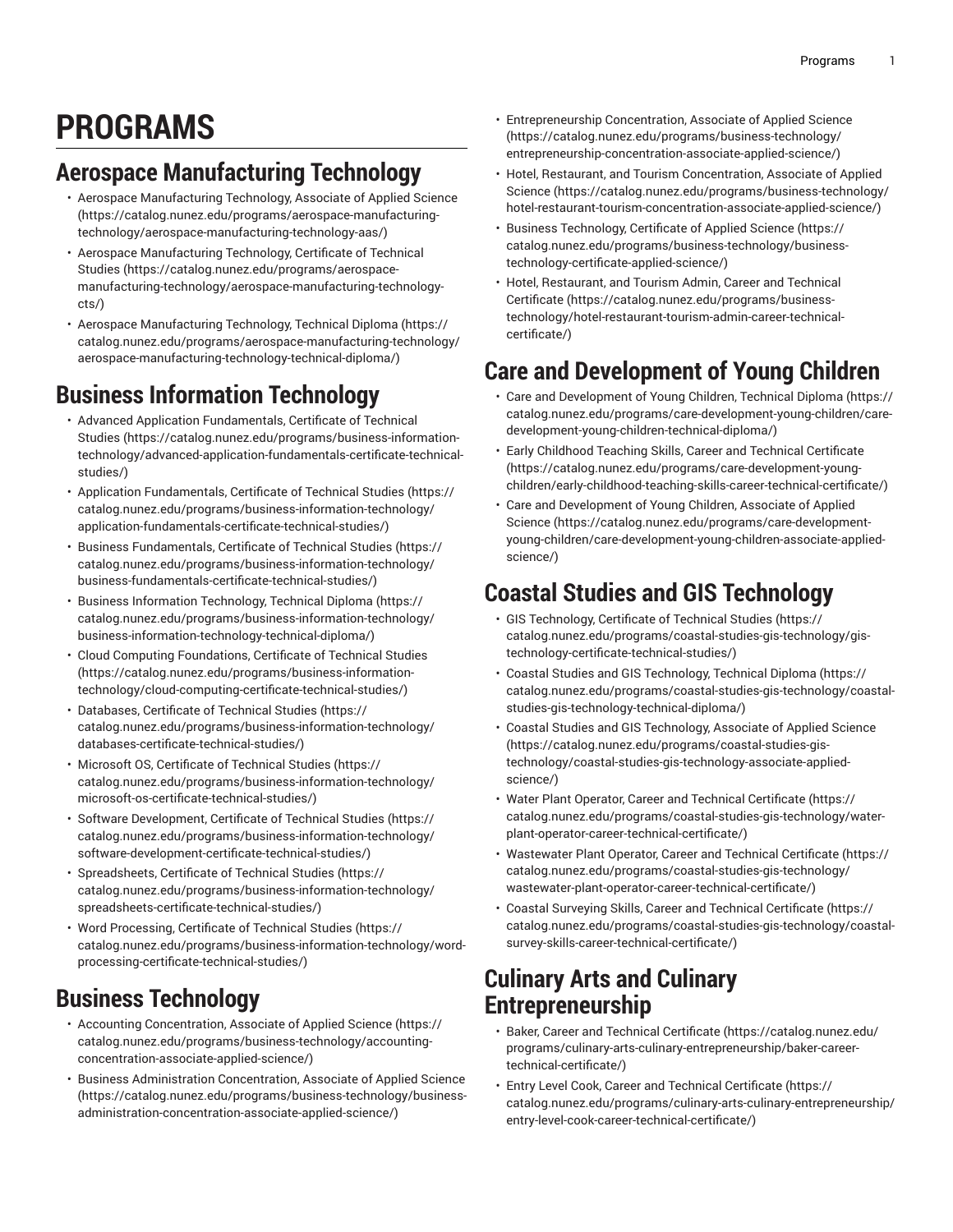# PROGRAMS

## Aerospace Manufacturing Technology

- Aerospace Manufacturing Technology, Associate of Applied Science (https://catalog.nunez.edu/programs/aerospace-manufacturing-technology/aerospace-manufacturing-technology-aas/)
- Aerospace Manufacturing Technology, Certificate of Technical Studies (https://catalog.nunez.edu/programs/aerospace-manufacturing-technology/aerospace-manufacturing-technology-cts/)
- Aerospace Manufacturing Technology, Technical Diploma (https://catalog.nunez.edu/programs/aerospace-manufacturing-technology/aerospace-manufacturing-technology-technical-diploma/)

## Business Information Technology

- Advanced Application Fundamentals, Certificate of Technical Studies (https://catalog.nunez.edu/programs/business-information-technology/advanced-application-fundamentals-certificate-technical-studies/)
- Application Fundamentals, Certificate of Technical Studies (https://catalog.nunez.edu/programs/business-information-technology/application-fundamentals-certificate-technical-studies/)
- Business Fundamentals, Certificate of Technical Studies (https://catalog.nunez.edu/programs/business-information-technology/business-fundamentals-certificate-technical-studies/)
- Business Information Technology, Technical Diploma (https://catalog.nunez.edu/programs/business-information-technology/business-information-technology-technical-diploma/)
- Cloud Computing Foundations, Certificate of Technical Studies (https://catalog.nunez.edu/programs/business-information-technology/cloud-computing-certificate-technical-studies/)
- Databases, Certificate of Technical Studies (https://catalog.nunez.edu/programs/business-information-technology/databases-certificate-technical-studies/)
- Microsoft OS, Certificate of Technical Studies (https://catalog.nunez.edu/programs/business-information-technology/microsoft-os-certificate-technical-studies/)
- Software Development, Certificate of Technical Studies (https://catalog.nunez.edu/programs/business-information-technology/software-development-certificate-technical-studies/)
- Spreadsheets, Certificate of Technical Studies (https://catalog.nunez.edu/programs/business-information-technology/spreadsheets-certificate-technical-studies/)
- Word Processing, Certificate of Technical Studies (https://catalog.nunez.edu/programs/business-information-technology/word-processing-certificate-technical-studies/)

## Business Technology

- Accounting Concentration, Associate of Applied Science (https://catalog.nunez.edu/programs/business-technology/accounting-concentration-associate-applied-science/)
- Business Administration Concentration, Associate of Applied Science (https://catalog.nunez.edu/programs/business-technology/business-administration-concentration-associate-applied-science/)
- Entrepreneurship Concentration, Associate of Applied Science (https://catalog.nunez.edu/programs/business-technology/entrepreneurship-concentration-associate-applied-science/)
- Hotel, Restaurant, and Tourism Concentration, Associate of Applied Science (https://catalog.nunez.edu/programs/business-technology/hotel-restaurant-tourism-concentration-associate-applied-science/)
- Business Technology, Certificate of Applied Science (https://catalog.nunez.edu/programs/business-technology/business-technology-certificate-applied-science/)
- Hotel, Restaurant, and Tourism Admin, Career and Technical Certificate (https://catalog.nunez.edu/programs/business-technology/hotel-restaurant-tourism-admin-career-technical-certificate/)

## Care and Development of Young Children

- Care and Development of Young Children, Technical Diploma (https://catalog.nunez.edu/programs/care-development-young-children/care-development-young-children-technical-diploma/)
- Early Childhood Teaching Skills, Career and Technical Certificate (https://catalog.nunez.edu/programs/care-development-young-children/early-childhood-teaching-skills-career-technical-certificate/)
- Care and Development of Young Children, Associate of Applied Science (https://catalog.nunez.edu/programs/care-development-young-children/care-development-young-children-associate-applied-science/)

## Coastal Studies and GIS Technology

- GIS Technology, Certificate of Technical Studies (https://catalog.nunez.edu/programs/coastal-studies-gis-technology/gis-technology-certificate-technical-studies/)
- Coastal Studies and GIS Technology, Technical Diploma (https://catalog.nunez.edu/programs/coastal-studies-gis-technology/coastal-studies-gis-technology-technical-diploma/)
- Coastal Studies and GIS Technology, Associate of Applied Science (https://catalog.nunez.edu/programs/coastal-studies-gis-technology/coastal-studies-gis-technology-associate-applied-science/)
- Water Plant Operator, Career and Technical Certificate (https://catalog.nunez.edu/programs/coastal-studies-gis-technology/water-plant-operator-career-technical-certificate/)
- Wastewater Plant Operator, Career and Technical Certificate (https://catalog.nunez.edu/programs/coastal-studies-gis-technology/wastewater-plant-operator-career-technical-certificate/)
- Coastal Surveying Skills, Career and Technical Certificate (https://catalog.nunez.edu/programs/coastal-studies-gis-technology/coastal-survey-skills-career-technical-certificate/)

## Culinary Arts and Culinary Entrepreneurship

- Baker, Career and Technical Certificate (https://catalog.nunez.edu/programs/culinary-arts-culinary-entrepreneurship/baker-career-technical-certificate/)
- Entry Level Cook, Career and Technical Certificate (https://catalog.nunez.edu/programs/culinary-arts-culinary-entrepreneurship/entry-level-cook-career-technical-certificate/)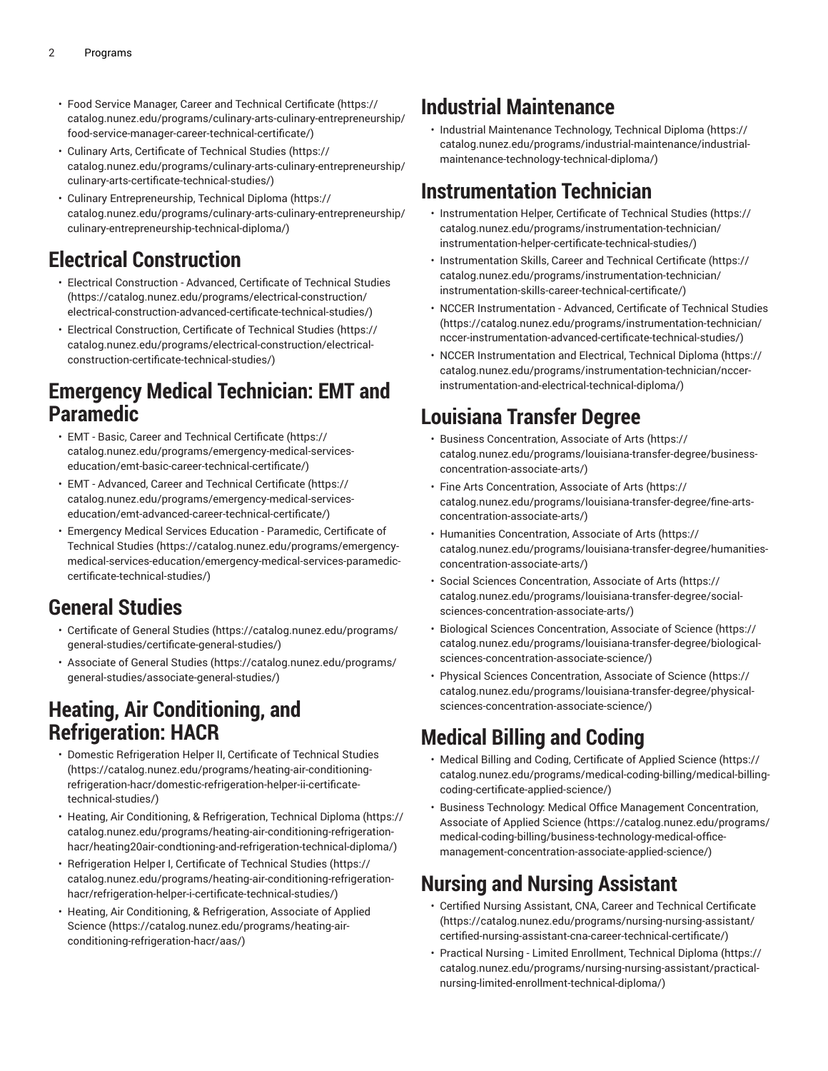- Food Service Manager, Career and Technical Certificate (https://catalog.nunez.edu/programs/culinary-arts-culinary-entrepreneurship/food-service-manager-career-technical-certificate/)
- Culinary Arts, Certificate of Technical Studies (https://catalog.nunez.edu/programs/culinary-arts-culinary-entrepreneurship/culinary-arts-certificate-technical-studies/)
- Culinary Entrepreneurship, Technical Diploma (https://catalog.nunez.edu/programs/culinary-arts-culinary-entrepreneurship/culinary-entrepreneurship-technical-diploma/)

# Electrical Construction

- Electrical Construction - Advanced, Certificate of Technical Studies (https://catalog.nunez.edu/programs/electrical-construction/electrical-construction-advanced-certificate-technical-studies/)
- Electrical Construction, Certificate of Technical Studies (https://catalog.nunez.edu/programs/electrical-construction/electrical-construction-certificate-technical-studies/)

# Emergency Medical Technician: EMT and Paramedic

- EMT - Basic, Career and Technical Certificate (https://catalog.nunez.edu/programs/emergency-medical-services-education/emt-basic-career-technical-certificate/)
- EMT - Advanced, Career and Technical Certificate (https://catalog.nunez.edu/programs/emergency-medical-services-education/emt-advanced-career-technical-certificate/)
- Emergency Medical Services Education - Paramedic, Certificate of Technical Studies (https://catalog.nunez.edu/programs/emergency-medical-services-education/emergency-medical-services-paramedic-certificate-technical-studies/)

# General Studies

- Certificate of General Studies (https://catalog.nunez.edu/programs/general-studies/certificate-general-studies/)
- Associate of General Studies (https://catalog.nunez.edu/programs/general-studies/associate-general-studies/)

# Heating, Air Conditioning, and Refrigeration: HACR

- Domestic Refrigeration Helper II, Certificate of Technical Studies (https://catalog.nunez.edu/programs/heating-air-conditioning-refrigeration-hacr/domestic-refrigeration-helper-ii-certificate-technical-studies/)
- Heating, Air Conditioning, & Refrigeration, Technical Diploma (https://catalog.nunez.edu/programs/heating-air-conditioning-refrigeration-hacr/heating20air-condtioning-and-refrigeration-technical-diploma/)
- Refrigeration Helper I, Certificate of Technical Studies (https://catalog.nunez.edu/programs/heating-air-conditioning-refrigeration-hacr/refrigeration-helper-i-certificate-technical-studies/)
- Heating, Air Conditioning, & Refrigeration, Associate of Applied Science (https://catalog.nunez.edu/programs/heating-air-conditioning-refrigeration-hacr/aas/)

# Industrial Maintenance

- Industrial Maintenance Technology, Technical Diploma (https://catalog.nunez.edu/programs/industrial-maintenance/industrial-maintenance-technology-technical-diploma/)

# Instrumentation Technician

- Instrumentation Helper, Certificate of Technical Studies (https://catalog.nunez.edu/programs/instrumentation-technician/instrumentation-helper-certificate-technical-studies/)
- Instrumentation Skills, Career and Technical Certificate (https://catalog.nunez.edu/programs/instrumentation-technician/instrumentation-skills-career-technical-certificate/)
- NCCER Instrumentation - Advanced, Certificate of Technical Studies (https://catalog.nunez.edu/programs/instrumentation-technician/nccer-instrumentation-advanced-certificate-technical-studies/)
- NCCER Instrumentation and Electrical, Technical Diploma (https://catalog.nunez.edu/programs/instrumentation-technician/nccer-instrumentation-and-electrical-technical-diploma/)

# Louisiana Transfer Degree

- Business Concentration, Associate of Arts (https://catalog.nunez.edu/programs/louisiana-transfer-degree/business-concentration-associate-arts/)
- Fine Arts Concentration, Associate of Arts (https://catalog.nunez.edu/programs/louisiana-transfer-degree/fine-arts-concentration-associate-arts/)
- Humanities Concentration, Associate of Arts (https://catalog.nunez.edu/programs/louisiana-transfer-degree/humanities-concentration-associate-arts/)
- Social Sciences Concentration, Associate of Arts (https://catalog.nunez.edu/programs/louisiana-transfer-degree/social-sciences-concentration-associate-arts/)
- Biological Sciences Concentration, Associate of Science (https://catalog.nunez.edu/programs/louisiana-transfer-degree/biological-sciences-concentration-associate-science/)
- Physical Sciences Concentration, Associate of Science (https://catalog.nunez.edu/programs/louisiana-transfer-degree/physical-sciences-concentration-associate-science/)

# Medical Billing and Coding

- Medical Billing and Coding, Certificate of Applied Science (https://catalog.nunez.edu/programs/medical-coding-billing/medical-billing-coding-certificate-applied-science/)
- Business Technology: Medical Office Management Concentration, Associate of Applied Science (https://catalog.nunez.edu/programs/medical-coding-billing/business-technology-medical-office-management-concentration-associate-applied-science/)

# Nursing and Nursing Assistant

- Certified Nursing Assistant, CNA, Career and Technical Certificate (https://catalog.nunez.edu/programs/nursing-nursing-assistant/certified-nursing-assistant-cna-career-technical-certificate/)
- Practical Nursing - Limited Enrollment, Technical Diploma (https://catalog.nunez.edu/programs/nursing-nursing-assistant/practical-nursing-limited-enrollment-technical-diploma/)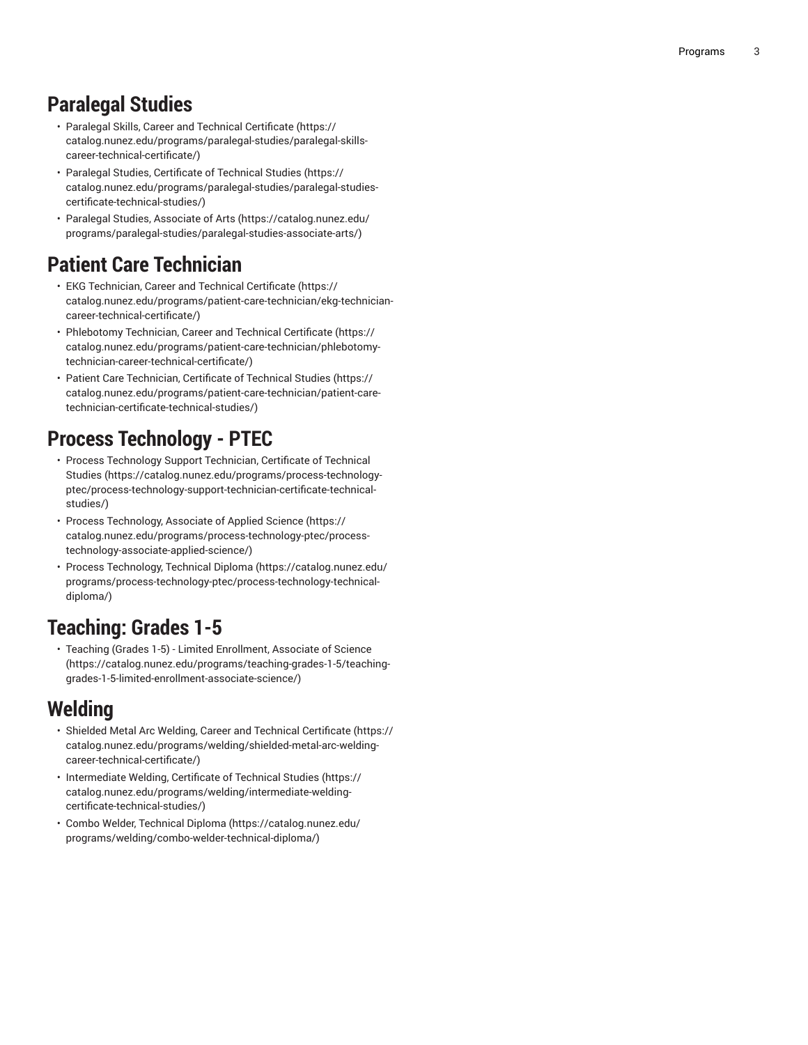## Paralegal Studies

- Paralegal Skills, Career and Technical Certificate (https://catalog.nunez.edu/programs/paralegal-studies/paralegal-skills-career-technical-certificate/)
- Paralegal Studies, Certificate of Technical Studies (https://catalog.nunez.edu/programs/paralegal-studies/paralegal-studies-certificate-technical-studies/)
- Paralegal Studies, Associate of Arts (https://catalog.nunez.edu/programs/paralegal-studies/paralegal-studies-associate-arts/)

## Patient Care Technician

- EKG Technician, Career and Technical Certificate (https://catalog.nunez.edu/programs/patient-care-technician/ekg-technician-career-technical-certificate/)
- Phlebotomy Technician, Career and Technical Certificate (https://catalog.nunez.edu/programs/patient-care-technician/phlebotomy-technician-career-technical-certificate/)
- Patient Care Technician, Certificate of Technical Studies (https://catalog.nunez.edu/programs/patient-care-technician/patient-care-technician-certificate-technical-studies/)

## Process Technology - PTEC

- Process Technology Support Technician, Certificate of Technical Studies (https://catalog.nunez.edu/programs/process-technology-ptec/process-technology-support-technician-certificate-technical-studies/)
- Process Technology, Associate of Applied Science (https://catalog.nunez.edu/programs/process-technology-ptec/process-technology-associate-applied-science/)
- Process Technology, Technical Diploma (https://catalog.nunez.edu/programs/process-technology-ptec/process-technology-technical-diploma/)

## Teaching: Grades 1-5

- Teaching (Grades 1-5) - Limited Enrollment, Associate of Science (https://catalog.nunez.edu/programs/teaching-grades-1-5/teaching-grades-1-5-limited-enrollment-associate-science/)

## Welding

- Shielded Metal Arc Welding, Career and Technical Certificate (https://catalog.nunez.edu/programs/welding/shielded-metal-arc-welding-career-technical-certificate/)
- Intermediate Welding, Certificate of Technical Studies (https://catalog.nunez.edu/programs/welding/intermediate-welding-certificate-technical-studies/)
- Combo Welder, Technical Diploma (https://catalog.nunez.edu/programs/welding/combo-welder-technical-diploma/)